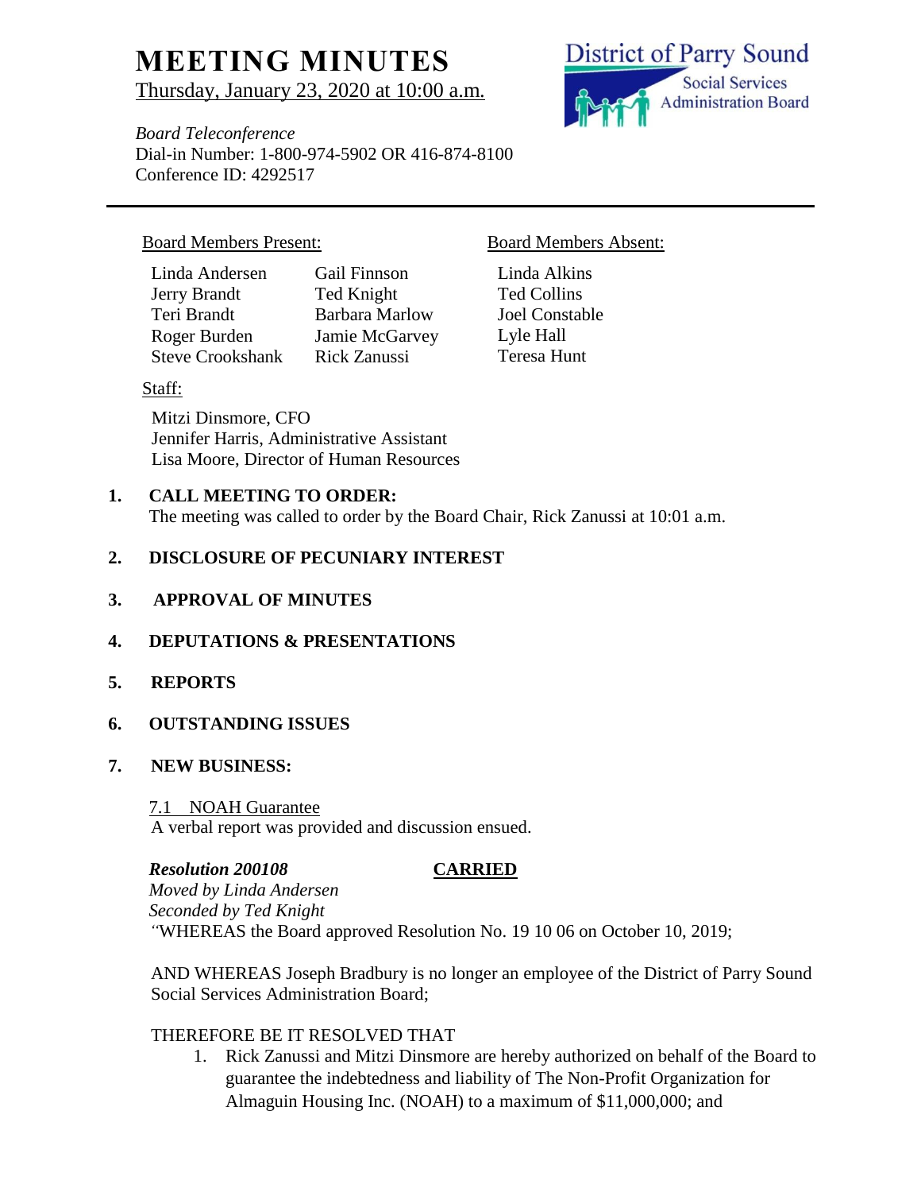# MEETING MINUTES

Thursday, January 23, 2020 at 10:00 a.m.

District of Parry Sound Social Services Administration Board

*Board Teleconference*
Dial-in Number: 1-800-974-5902 OR 416-874-8100
Conference ID: 4292517

---

Board Members Present:

Linda Andersen
Jerry Brandt
Teri Brandt
Roger Burden
Steve Crookshank
Gail Finnson
Ted Knight
Barbara Marlow
Jamie McGarvey
Rick Zanussi

Board Members Absent:

Linda Alkins
Ted Collins
Joel Constable
Lyle Hall
Teresa Hunt

Staff:

Mitzi Dinsmore, CFO
Jennifer Harris, Administrative Assistant
Lisa Moore, Director of Human Resources

**1. CALL MEETING TO ORDER:**
The meeting was called to order by the Board Chair, Rick Zanussi at 10:01 a.m.

**2. DISCLOSURE OF PECUNIARY INTEREST**

**3. APPROVAL OF MINUTES**

**4. DEPUTATIONS & PRESENTATIONS**

**5. REPORTS**

**6. OUTSTANDING ISSUES**

**7. NEW BUSINESS:**

7.1 NOAH Guarantee
A verbal report was provided and discussion ensued.

***Resolution 200108*** **CARRIED**
*Moved by Linda Andersen*
*Seconded by Ted Knight*
*"*WHEREAS the Board approved Resolution No. 19 10 06 on October 10, 2019;

AND WHEREAS Joseph Bradbury is no longer an employee of the District of Parry Sound Social Services Administration Board;

THEREFORE BE IT RESOLVED THAT

1. Rick Zanussi and Mitzi Dinsmore are hereby authorized on behalf of the Board to guarantee the indebtedness and liability of The Non-Profit Organization for Almaguin Housing Inc. (NOAH) to a maximum of $11,000,000; and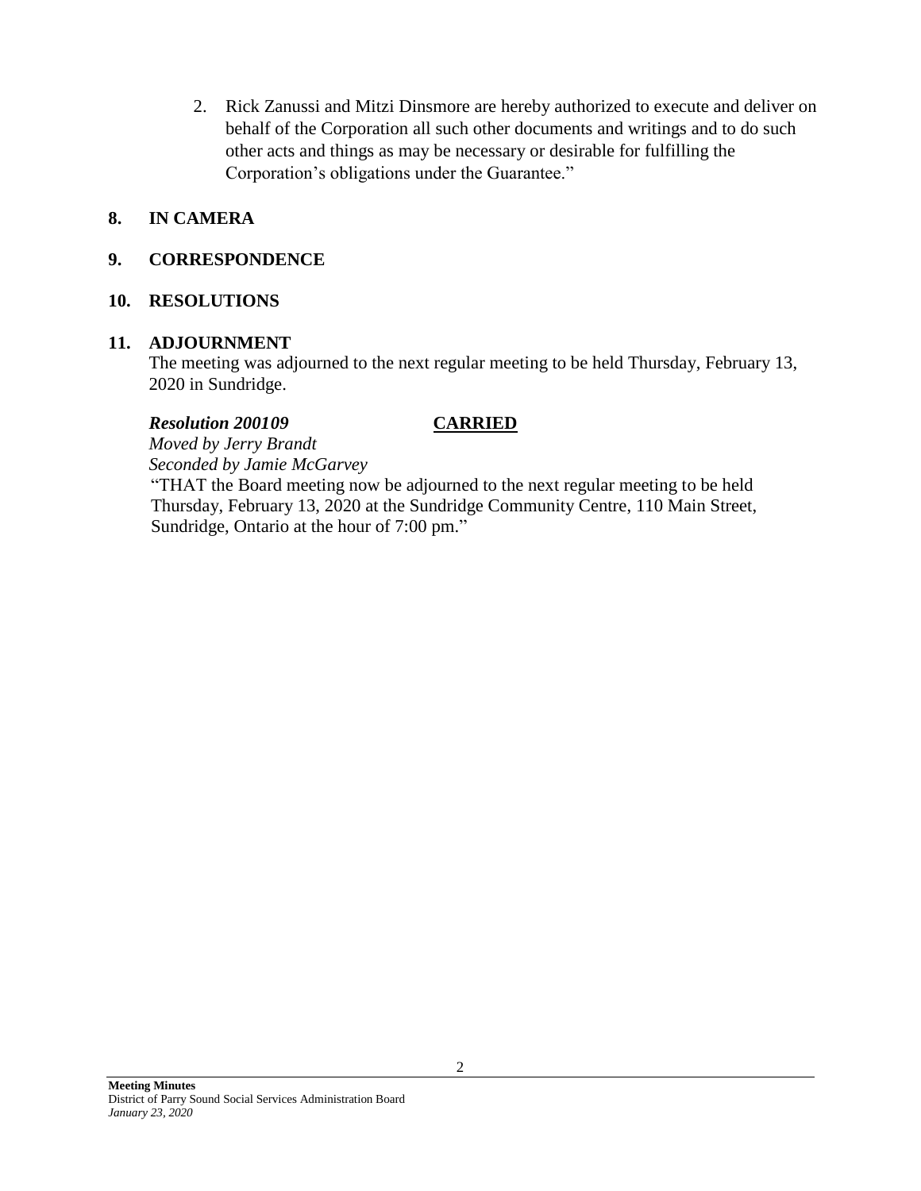2. Rick Zanussi and Mitzi Dinsmore are hereby authorized to execute and deliver on behalf of the Corporation all such other documents and writings and to do such other acts and things as may be necessary or desirable for fulfilling the Corporation's obligations under the Guarantee."

## 8. IN CAMERA

## 9. CORRESPONDENCE

## 10. RESOLUTIONS

## 11. ADJOURNMENT

The meeting was adjourned to the next regular meeting to be held Thursday, February 13, 2020 in Sundridge.

***Resolution 200109*** **CARRIED**
*Moved by Jerry Brandt*
*Seconded by Jamie McGarvey*
"THAT the Board meeting now be adjourned to the next regular meeting to be held Thursday, February 13, 2020 at the Sundridge Community Centre, 110 Main Street, Sundridge, Ontario at the hour of 7:00 pm."